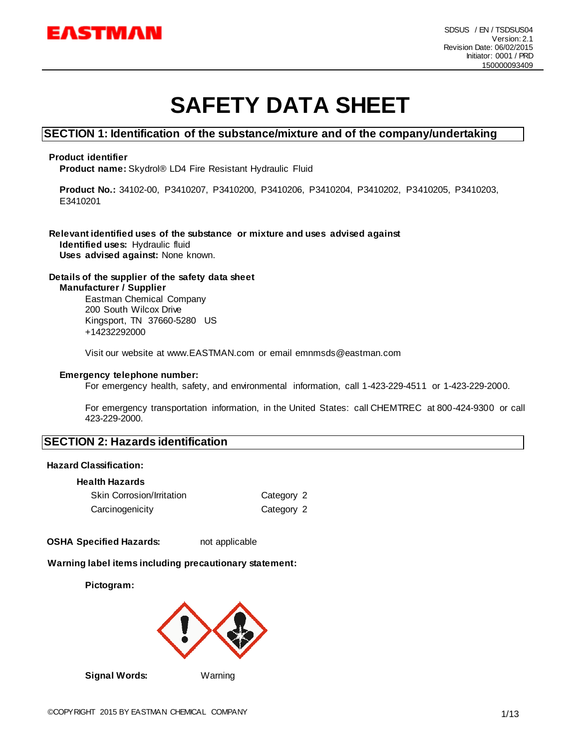SDSUS / EN / TSDSUS04
Version: 2.1
Revision Date: 06/02/2015
Initiator: 0001 / PRD
150000093409

# SAFETY DATA SHEET

## SECTION 1: Identification of the substance/mixture and of the company/undertaking

**Product identifier**

**Product name:** Skydrol® LD4 Fire Resistant Hydraulic Fluid

**Product No.:** 34102-00, P3410207, P3410200, P3410206, P3410204, P3410202, P3410205, P3410203, E3410201

**Relevant identified uses of the substance or mixture and uses advised against**

**Identified uses:** Hydraulic fluid

**Uses advised against:** None known.

**Details of the supplier of the safety data sheet**

**Manufacturer / Supplier**

Eastman Chemical Company
200 South Wilcox Drive
Kingsport, TN 37660-5280 US
+14232292000

Visit our website at www.EASTMAN.com or email emnmsds@eastman.com

**Emergency telephone number:**

For emergency health, safety, and environmental information, call 1-423-229-4511 or 1-423-229-2000.

For emergency transportation information, in the United States: call CHEMTREC at 800-424-9300 or call 423-229-2000.

## SECTION 2: Hazards identification

**Hazard Classification:**

**Health Hazards**

| | |
|---|---|
| Skin Corrosion/Irritation | Category 2 |
| Carcinogenicity | Category 2 |

**OSHA Specified Hazards:** not applicable

**Warning label items including precautionary statement:**

**Pictogram:**

**Signal Words:** Warning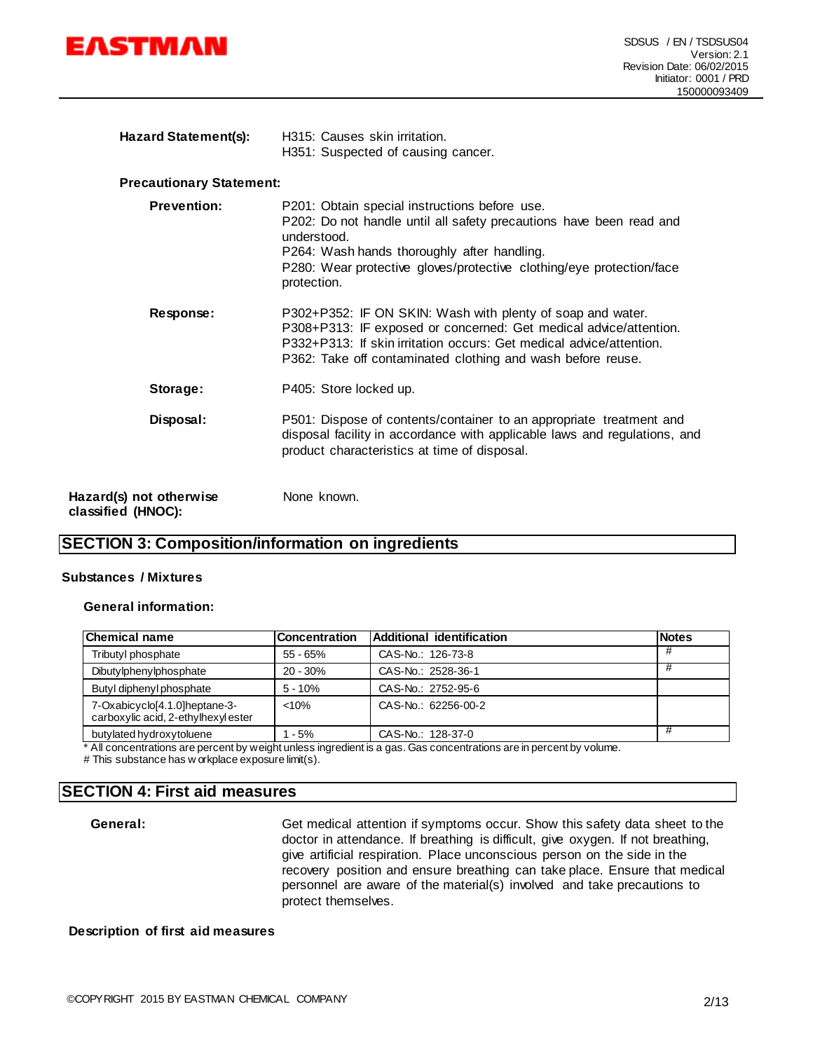**Hazard Statement(s):** H315: Causes skin irritation.
H351: Suspected of causing cancer.

**Precautionary Statement:**

**Prevention:** P201: Obtain special instructions before use.
P202: Do not handle until all safety precautions have been read and understood.
P264: Wash hands thoroughly after handling.
P280: Wear protective gloves/protective clothing/eye protection/face protection.

**Response:** P302+P352: IF ON SKIN: Wash with plenty of soap and water.
P308+P313: IF exposed or concerned: Get medical advice/attention.
P332+P313: If skin irritation occurs: Get medical advice/attention.
P362: Take off contaminated clothing and wash before reuse.

**Storage:** P405: Store locked up.

**Disposal:** P501: Dispose of contents/container to an appropriate treatment and disposal facility in accordance with applicable laws and regulations, and product characteristics at time of disposal.

**Hazard(s) not otherwise classified (HNOC):** None known.

## SECTION 3: Composition/information on ingredients

**Substances / Mixtures**

**General information:**

| Chemical name | Concentration | Additional identification | Notes |
|---|---|---|---|
| Tributyl phosphate | 55 - 65% | CAS-No.: 126-73-8 | # |
| Dibutylphenylphosphate | 20 - 30% | CAS-No.: 2528-36-1 | # |
| Butyl diphenyl phosphate | 5 - 10% | CAS-No.: 2752-95-6 | |
| 7-Oxabicyclo[4.1.0]heptane-3-carboxylic acid, 2-ethylhexyl ester | <10% | CAS-No.: 62256-00-2 | |
| butylated hydroxytoluene | 1 - 5% | CAS-No.: 128-37-0 | # |

* All concentrations are percent by weight unless ingredient is a gas. Gas concentrations are in percent by volume.
# This substance has workplace exposure limit(s).

## SECTION 4: First aid measures

**General:** Get medical attention if symptoms occur. Show this safety data sheet to the doctor in attendance. If breathing is difficult, give oxygen. If not breathing, give artificial respiration. Place unconscious person on the side in the recovery position and ensure breathing can take place. Ensure that medical personnel are aware of the material(s) involved and take precautions to protect themselves.

**Description of first aid measures**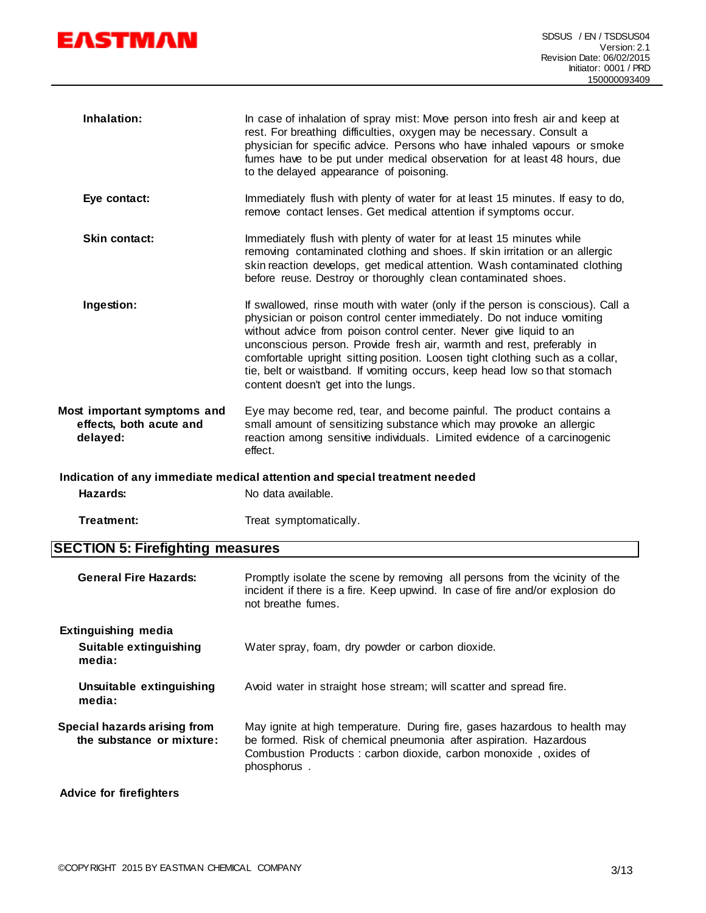**Inhalation:** In case of inhalation of spray mist: Move person into fresh air and keep at rest. For breathing difficulties, oxygen may be necessary. Consult a physician for specific advice. Persons who have inhaled vapours or smoke fumes have to be put under medical observation for at least 48 hours, due to the delayed appearance of poisoning.

**Eye contact:** Immediately flush with plenty of water for at least 15 minutes. If easy to do, remove contact lenses. Get medical attention if symptoms occur.

**Skin contact:** Immediately flush with plenty of water for at least 15 minutes while removing contaminated clothing and shoes. If skin irritation or an allergic skin reaction develops, get medical attention. Wash contaminated clothing before reuse. Destroy or thoroughly clean contaminated shoes.

**Ingestion:** If swallowed, rinse mouth with water (only if the person is conscious). Call a physician or poison control center immediately. Do not induce vomiting without advice from poison control center. Never give liquid to an unconscious person. Provide fresh air, warmth and rest, preferably in comfortable upright sitting position. Loosen tight clothing such as a collar, tie, belt or waistband. If vomiting occurs, keep head low so that stomach content doesn't get into the lungs.

**Most important symptoms and effects, both acute and delayed:** Eye may become red, tear, and become painful. The product contains a small amount of sensitizing substance which may provoke an allergic reaction among sensitive individuals. Limited evidence of a carcinogenic effect.

**Indication of any immediate medical attention and special treatment needed**

**Hazards:** No data available.

**Treatment:** Treat symptomatically.

## SECTION 5: Firefighting measures

**General Fire Hazards:** Promptly isolate the scene by removing all persons from the vicinity of the incident if there is a fire. Keep upwind. In case of fire and/or explosion do not breathe fumes.

**Extinguishing media**

**Suitable extinguishing media:** Water spray, foam, dry powder or carbon dioxide.

**Unsuitable extinguishing media:** Avoid water in straight hose stream; will scatter and spread fire.

**Special hazards arising from the substance or mixture:** May ignite at high temperature. During fire, gases hazardous to health may be formed. Risk of chemical pneumonia after aspiration. Hazardous Combustion Products : carbon dioxide, carbon monoxide , oxides of phosphorus .

**Advice for firefighters**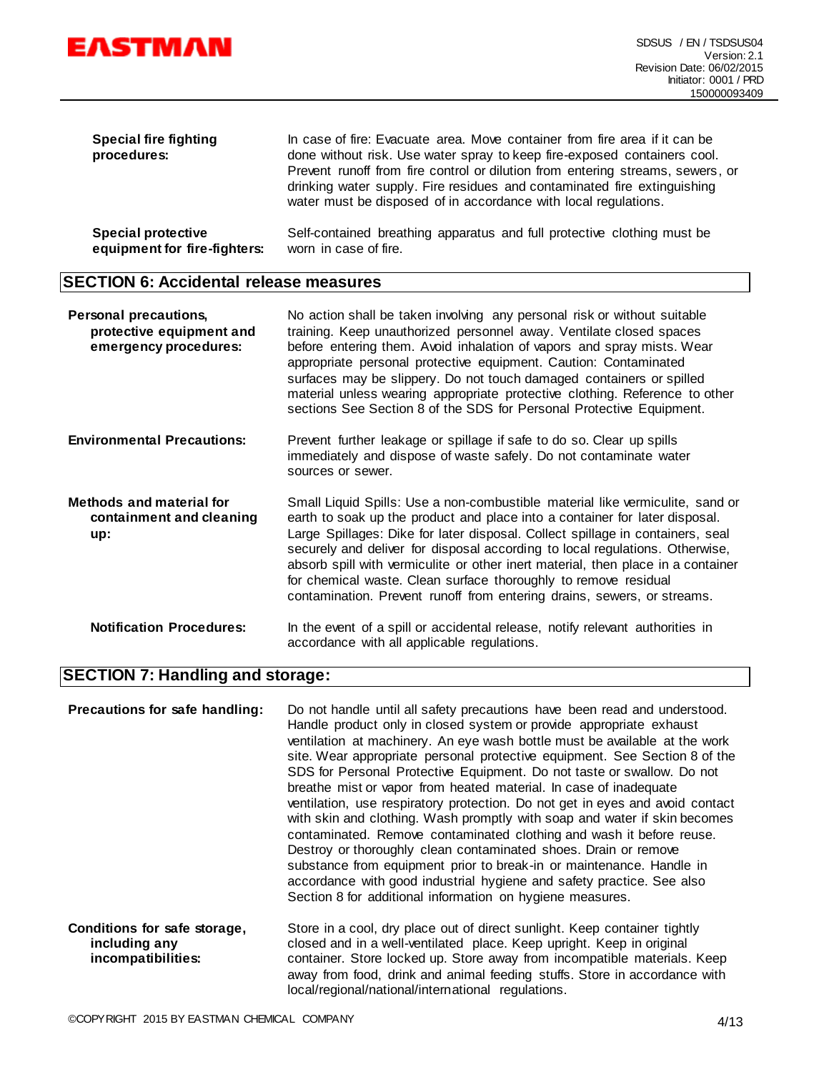**Special fire fighting procedures:** In case of fire: Evacuate area. Move container from fire area if it can be done without risk. Use water spray to keep fire-exposed containers cool. Prevent runoff from fire control or dilution from entering streams, sewers, or drinking water supply. Fire residues and contaminated fire extinguishing water must be disposed of in accordance with local regulations.

**Special protective equipment for fire-fighters:** Self-contained breathing apparatus and full protective clothing must be worn in case of fire.

## SECTION 6: Accidental release measures

**Personal precautions, protective equipment and emergency procedures:** No action shall be taken involving any personal risk or without suitable training. Keep unauthorized personnel away. Ventilate closed spaces before entering them. Avoid inhalation of vapors and spray mists. Wear appropriate personal protective equipment. Caution: Contaminated surfaces may be slippery. Do not touch damaged containers or spilled material unless wearing appropriate protective clothing. Reference to other sections See Section 8 of the SDS for Personal Protective Equipment.

**Environmental Precautions:** Prevent further leakage or spillage if safe to do so. Clear up spills immediately and dispose of waste safely. Do not contaminate water sources or sewer.

**Methods and material for containment and cleaning up:** Small Liquid Spills: Use a non-combustible material like vermiculite, sand or earth to soak up the product and place into a container for later disposal. Large Spillages: Dike for later disposal. Collect spillage in containers, seal securely and deliver for disposal according to local regulations. Otherwise, absorb spill with vermiculite or other inert material, then place in a container for chemical waste. Clean surface thoroughly to remove residual contamination. Prevent runoff from entering drains, sewers, or streams.

**Notification Procedures:** In the event of a spill or accidental release, notify relevant authorities in accordance with all applicable regulations.

## SECTION 7: Handling and storage:

**Precautions for safe handling:** Do not handle until all safety precautions have been read and understood. Handle product only in closed system or provide appropriate exhaust ventilation at machinery. An eye wash bottle must be available at the work site. Wear appropriate personal protective equipment. See Section 8 of the SDS for Personal Protective Equipment. Do not taste or swallow. Do not breathe mist or vapor from heated material. In case of inadequate ventilation, use respiratory protection. Do not get in eyes and avoid contact with skin and clothing. Wash promptly with soap and water if skin becomes contaminated. Remove contaminated clothing and wash it before reuse. Destroy or thoroughly clean contaminated shoes. Drain or remove substance from equipment prior to break-in or maintenance. Handle in accordance with good industrial hygiene and safety practice. See also Section 8 for additional information on hygiene measures.

**Conditions for safe storage, including any incompatibilities:** Store in a cool, dry place out of direct sunlight. Keep container tightly closed and in a well-ventilated place. Keep upright. Keep in original container. Store locked up. Store away from incompatible materials. Keep away from food, drink and animal feeding stuffs. Store in accordance with local/regional/national/international regulations.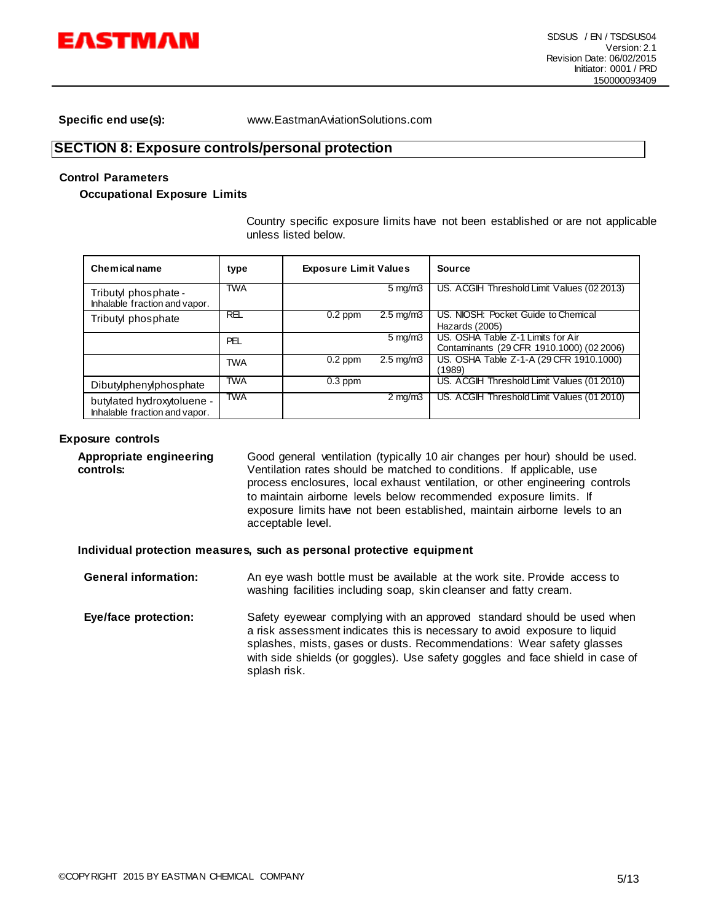**Specific end use(s):** www.EastmanAviationSolutions.com

## SECTION 8: Exposure controls/personal protection

### Control Parameters

#### Occupational Exposure Limits

Country specific exposure limits have not been established or are not applicable unless listed below.

| Chemical name | type | Exposure Limit Values | | Source |
|---|---|---|---|---|
| Tributyl phosphate - Inhalable fraction and vapor. | TWA | | 5 mg/m3 | US. ACGIH Threshold Limit Values (02 2013) |
| Tributyl phosphate | REL | 0.2 ppm | 2.5 mg/m3 | US. NIOSH: Pocket Guide to Chemical Hazards (2005) |
| | PEL | | 5 mg/m3 | US. OSHA Table Z-1 Limits for Air Contaminants (29 CFR 1910.1000) (02 2006) |
| | TWA | 0.2 ppm | 2.5 mg/m3 | US. OSHA Table Z-1-A (29 CFR 1910.1000) (1989) |
| Dibutylphenylphosphate | TWA | 0.3 ppm | | US. ACGIH Threshold Limit Values (01 2010) |
| butylated hydroxytoluene - Inhalable fraction and vapor. | TWA | | 2 mg/m3 | US. ACGIH Threshold Limit Values (01 2010) |

### Exposure controls

**Appropriate engineering controls:** Good general ventilation (typically 10 air changes per hour) should be used. Ventilation rates should be matched to conditions. If applicable, use process enclosures, local exhaust ventilation, or other engineering controls to maintain airborne levels below recommended exposure limits. If exposure limits have not been established, maintain airborne levels to an acceptable level.

#### Individual protection measures, such as personal protective equipment

**General information:** An eye wash bottle must be available at the work site. Provide access to washing facilities including soap, skin cleanser and fatty cream.

**Eye/face protection:** Safety eyewear complying with an approved standard should be used when a risk assessment indicates this is necessary to avoid exposure to liquid splashes, mists, gases or dusts. Recommendations: Wear safety glasses with side shields (or goggles). Use safety goggles and face shield in case of splash risk.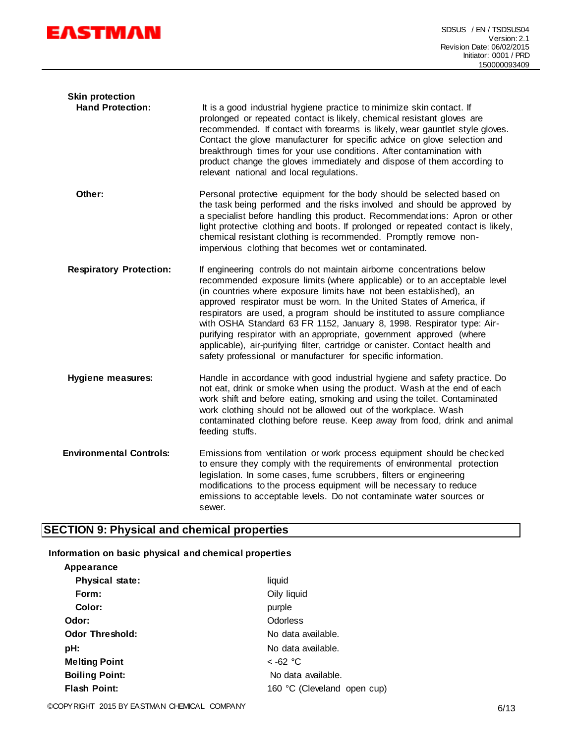**Skin protection**

**Hand Protection:** It is a good industrial hygiene practice to minimize skin contact. If prolonged or repeated contact is likely, chemical resistant gloves are recommended. If contact with forearms is likely, wear gauntlet style gloves. Contact the glove manufacturer for specific advice on glove selection and breakthrough times for your use conditions. After contamination with product change the gloves immediately and dispose of them according to relevant national and local regulations.

**Other:** Personal protective equipment for the body should be selected based on the task being performed and the risks involved and should be approved by a specialist before handling this product. Recommendations: Apron or other light protective clothing and boots. If prolonged or repeated contact is likely, chemical resistant clothing is recommended. Promptly remove non-impervious clothing that becomes wet or contaminated.

**Respiratory Protection:** If engineering controls do not maintain airborne concentrations below recommended exposure limits (where applicable) or to an acceptable level (in countries where exposure limits have not been established), an approved respirator must be worn. In the United States of America, if respirators are used, a program should be instituted to assure compliance with OSHA Standard 63 FR 1152, January 8, 1998. Respirator type: Air-purifying respirator with an appropriate, government approved (where applicable), air-purifying filter, cartridge or canister. Contact health and safety professional or manufacturer for specific information.

**Hygiene measures:** Handle in accordance with good industrial hygiene and safety practice. Do not eat, drink or smoke when using the product. Wash at the end of each work shift and before eating, smoking and using the toilet. Contaminated work clothing should not be allowed out of the workplace. Wash contaminated clothing before reuse. Keep away from food, drink and animal feeding stuffs.

**Environmental Controls:** Emissions from ventilation or work process equipment should be checked to ensure they comply with the requirements of environmental protection legislation. In some cases, fume scrubbers, filters or engineering modifications to the process equipment will be necessary to reduce emissions to acceptable levels. Do not contaminate water sources or sewer.

## SECTION 9: Physical and chemical properties

**Information on basic physical and chemical properties**

**Appearance**

| | |
|---|---|
| **Physical state:** | liquid |
| **Form:** | Oily liquid |
| **Color:** | purple |
| **Odor:** | Odorless |
| **Odor Threshold:** | No data available. |
| **pH:** | No data available. |
| **Melting Point** | < -62 °C |
| **Boiling Point:** | No data available. |
| **Flash Point:** | 160 °C (Cleveland open cup) |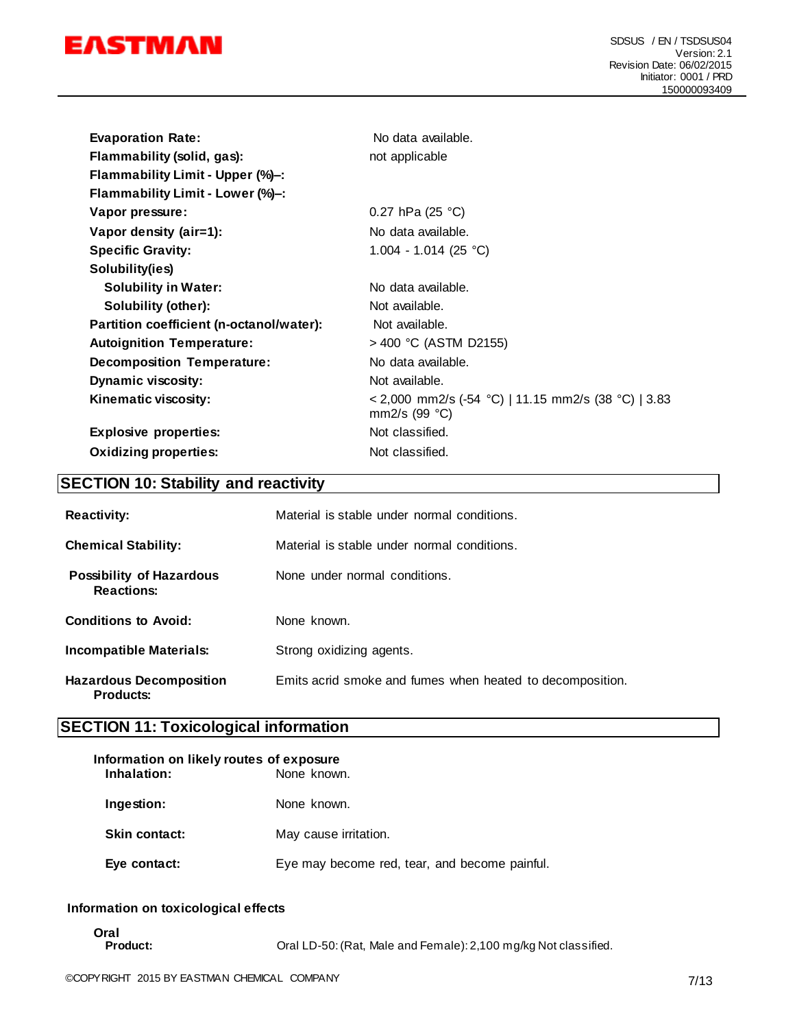| | |
|---|---|
| **Evaporation Rate:** | No data available. |
| **Flammability (solid, gas):** | not applicable |
| **Flammability Limit - Upper (%)–:** | |
| **Flammability Limit - Lower (%)–:** | |
| **Vapor pressure:** | 0.27 hPa (25 °C) |
| **Vapor density (air=1):** | No data available. |
| **Specific Gravity:** | 1.004 - 1.014 (25 °C) |
| **Solubility(ies)** | |
| **Solubility in Water:** | No data available. |
| **Solubility (other):** | Not available. |
| **Partition coefficient (n-octanol/water):** | Not available. |
| **Autoignition Temperature:** | > 400 °C (ASTM D2155) |
| **Decomposition Temperature:** | No data available. |
| **Dynamic viscosity:** | Not available. |
| **Kinematic viscosity:** | < 2,000 mm2/s (-54 °C) \| 11.15 mm2/s (38 °C) \| 3.83 mm2/s (99 °C) |
| **Explosive properties:** | Not classified. |
| **Oxidizing properties:** | Not classified. |

## SECTION 10: Stability and reactivity

| | |
|---|---|
| **Reactivity:** | Material is stable under normal conditions. |
| **Chemical Stability:** | Material is stable under normal conditions. |
| **Possibility of Hazardous Reactions:** | None under normal conditions. |
| **Conditions to Avoid:** | None known. |
| **Incompatible Materials:** | Strong oxidizing agents. |
| **Hazardous Decomposition Products:** | Emits acrid smoke and fumes when heated to decomposition. |

## SECTION 11: Toxicological information

**Information on likely routes of exposure**

| | |
|---|---|
| **Inhalation:** | None known. |
| **Ingestion:** | None known. |
| **Skin contact:** | May cause irritation. |
| **Eye contact:** | Eye may become red, tear, and become painful. |

**Information on toxicological effects**

**Oral**

| | |
|---|---|
| **Product:** | Oral LD-50: (Rat, Male and Female): 2,100 mg/kg Not classified. |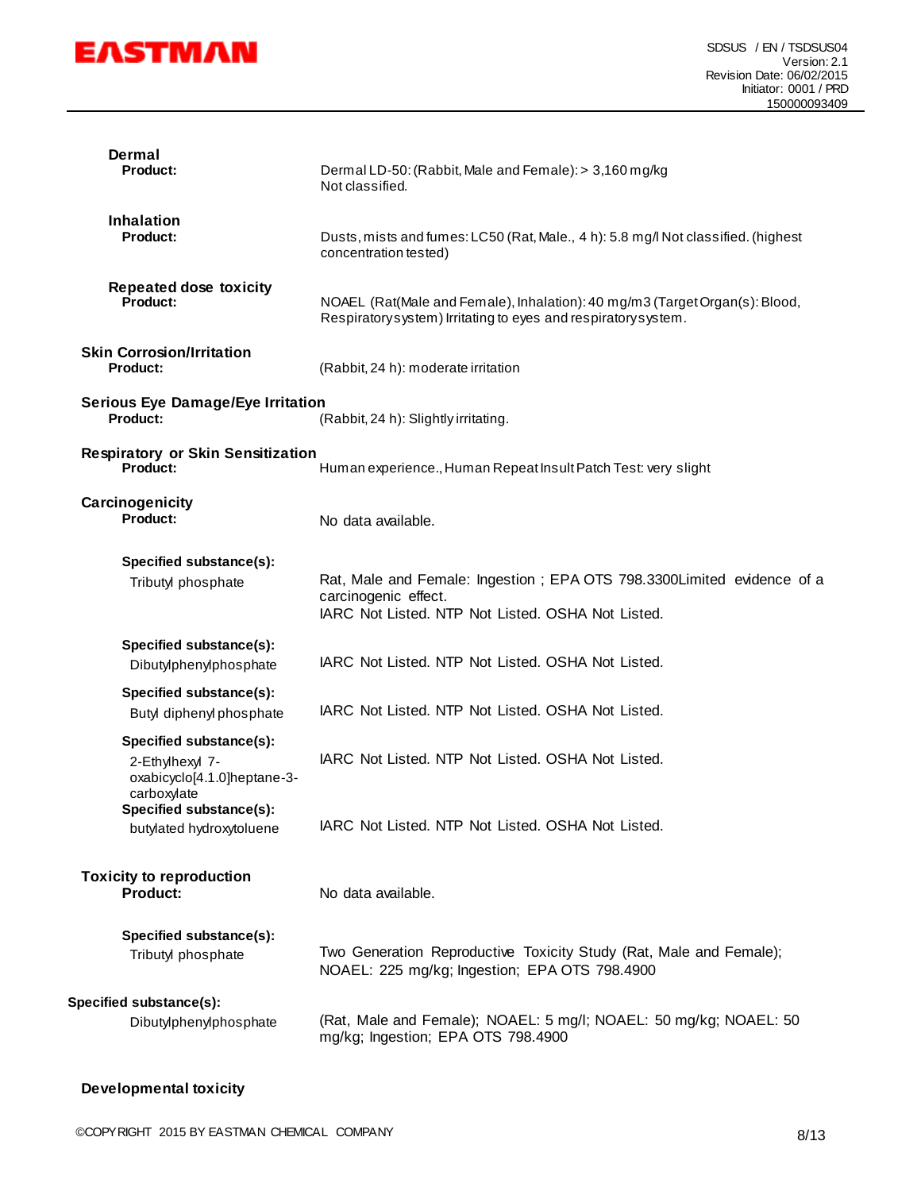**Dermal**

**Product:** Dermal LD-50: (Rabbit, Male and Female): > 3,160 mg/kg
Not classified.

**Inhalation**

**Product:** Dusts, mists and fumes: LC50 (Rat, Male., 4 h): 5.8 mg/l Not classified. (highest concentration tested)

**Repeated dose toxicity**

**Product:** NOAEL (Rat(Male and Female), Inhalation): 40 mg/m3 (Target Organ(s): Blood, Respiratory system) Irritating to eyes and respiratory system.

**Skin Corrosion/Irritation**

**Product:** (Rabbit, 24 h): moderate irritation

**Serious Eye Damage/Eye Irritation**

**Product:** (Rabbit, 24 h): Slightly irritating.

**Respiratory or Skin Sensitization**

**Product:** Human experience., Human Repeat Insult Patch Test: very slight

**Carcinogenicity**

**Product:** No data available.

**Specified substance(s):**

Tributyl phosphate: Rat, Male and Female: Ingestion ; EPA OTS 798.3300Limited evidence of a carcinogenic effect.
IARC Not Listed. NTP Not Listed. OSHA Not Listed.

**Specified substance(s):**

Dibutylphenylphosphate: IARC Not Listed. NTP Not Listed. OSHA Not Listed.

**Specified substance(s):**

Butyl diphenyl phosphate: IARC Not Listed. NTP Not Listed. OSHA Not Listed.

**Specified substance(s):**

2-Ethylhexyl 7-oxabicyclo[4.1.0]heptane-3-carboxylate: IARC Not Listed. NTP Not Listed. OSHA Not Listed.

**Specified substance(s):**

butylated hydroxytoluene: IARC Not Listed. NTP Not Listed. OSHA Not Listed.

**Toxicity to reproduction**

**Product:** No data available.

**Specified substance(s):**

Tributyl phosphate: Two Generation Reproductive Toxicity Study (Rat, Male and Female); NOAEL: 225 mg/kg; Ingestion; EPA OTS 798.4900

**Specified substance(s):**

Dibutylphenylphosphate: (Rat, Male and Female); NOAEL: 5 mg/l; NOAEL: 50 mg/kg; NOAEL: 50 mg/kg; Ingestion; EPA OTS 798.4900

**Developmental toxicity**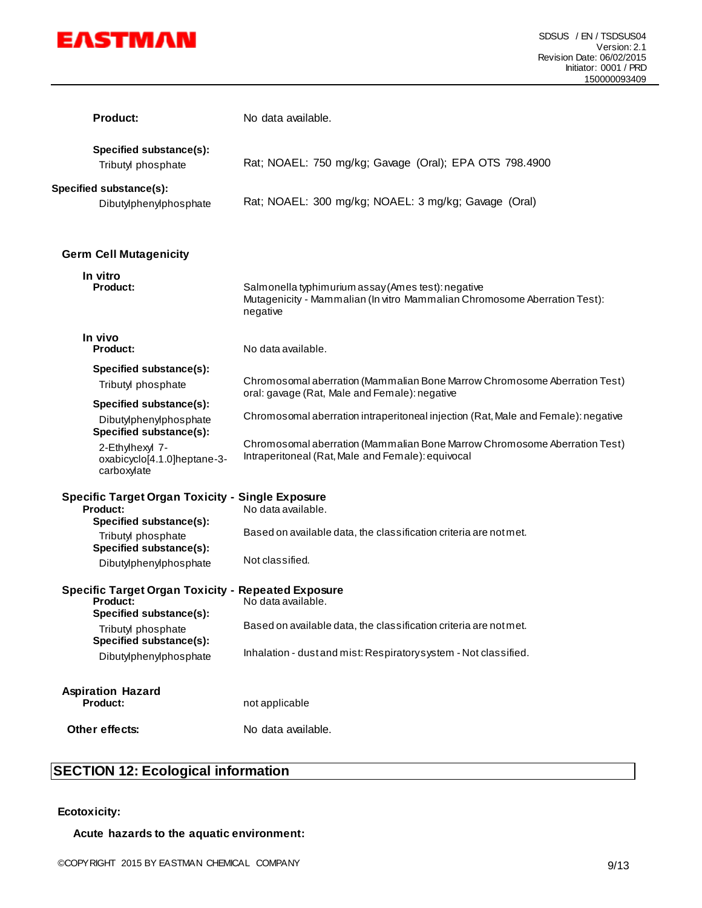**Product:** No data available.

**Specified substance(s):**
Tributyl phosphate — Rat; NOAEL: 750 mg/kg; Gavage (Oral); EPA OTS 798.4900

**Specified substance(s):**
Dibutylphenylphosphate — Rat; NOAEL: 300 mg/kg; NOAEL: 3 mg/kg; Gavage (Oral)

### Germ Cell Mutagenicity

**In vitro**

**Product:** Salmonella typhimurium assay (Ames test): negative
Mutagenicity - Mammalian (In vitro Mammalian Chromosome Aberration Test): negative

**In vivo**

**Product:** No data available.

**Specified substance(s):**
Tributyl phosphate — Chromosomal aberration (Mammalian Bone Marrow Chromosome Aberration Test) oral: gavage (Rat, Male and Female): negative

**Specified substance(s):**
Dibutylphenylphosphate — Chromosomal aberration intraperitoneal injection (Rat, Male and Female): negative

**Specified substance(s):**
2-Ethylhexyl 7-oxabicyclo[4.1.0]heptane-3-carboxylate — Chromosomal aberration (Mammalian Bone Marrow Chromosome Aberration Test) Intraperitoneal (Rat, Male and Female): equivocal

### Specific Target Organ Toxicity - Single Exposure

**Product:** No data available.

**Specified substance(s):**
Tributyl phosphate — Based on available data, the classification criteria are not met.

**Specified substance(s):**
Dibutylphenylphosphate — Not classified.

### Specific Target Organ Toxicity - Repeated Exposure

**Product:** No data available.

**Specified substance(s):**
Tributyl phosphate — Based on available data, the classification criteria are not met.

**Specified substance(s):**
Dibutylphenylphosphate — Inhalation - dust and mist: Respiratory system - Not classified.

### Aspiration Hazard

**Product:** not applicable

**Other effects:** No data available.

## SECTION 12: Ecological information

**Ecotoxicity:**

**Acute hazards to the aquatic environment:**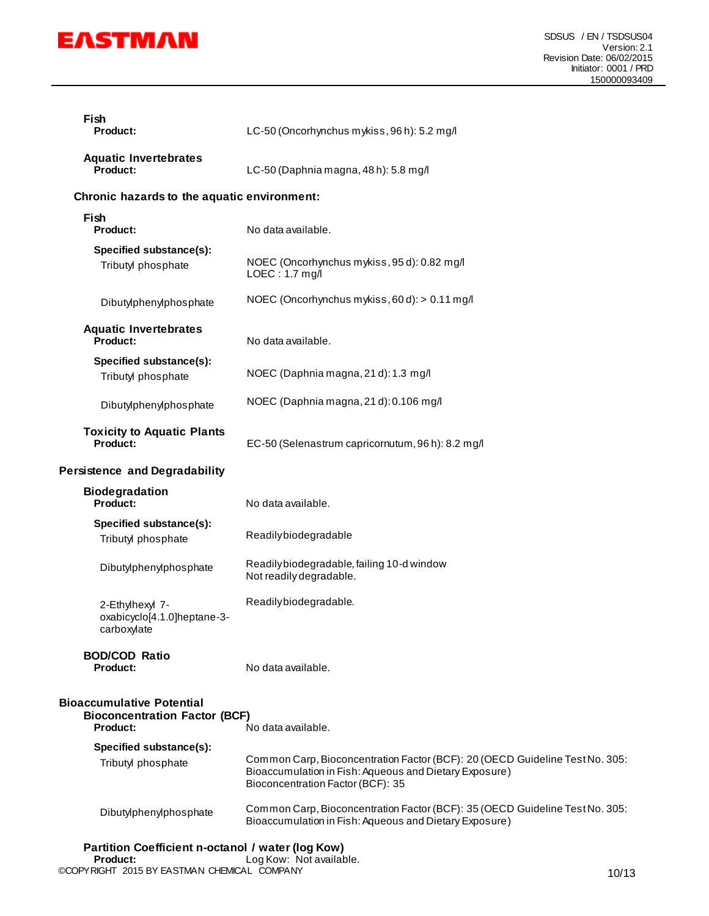**Fish**

| | |
|---|---|
| **Product:** | LC-50 (Oncorhynchus mykiss, 96 h): 5.2 mg/l |

**Aquatic Invertebrates**

| | |
|---|---|
| **Product:** | LC-50 (Daphnia magna, 48 h): 5.8 mg/l |

**Chronic hazards to the aquatic environment:**

**Fish**

| | |
|---|---|
| **Product:** | No data available. |
| **Specified substance(s):** | |
| Tributyl phosphate | NOEC (Oncorhynchus mykiss, 95 d): 0.82 mg/l<br>LOEC : 1.7 mg/l |
| Dibutylphenylphosphate | NOEC (Oncorhynchus mykiss, 60 d): > 0.11 mg/l |

**Aquatic Invertebrates**

| | |
|---|---|
| **Product:** | No data available. |
| **Specified substance(s):** | |
| Tributyl phosphate | NOEC (Daphnia magna, 21 d): 1.3 mg/l |
| Dibutylphenylphosphate | NOEC (Daphnia magna, 21 d): 0.106 mg/l |

**Toxicity to Aquatic Plants**

| | |
|---|---|
| **Product:** | EC-50 (Selenastrum capricornutum, 96 h): 8.2 mg/l |

**Persistence and Degradability**

**Biodegradation**

| | |
|---|---|
| **Product:** | No data available. |
| **Specified substance(s):** | |
| Tributyl phosphate | Readily biodegradable |
| Dibutylphenylphosphate | Readily biodegradable, failing 10-d window<br>Not readily degradable. |
| 2-Ethylhexyl 7-oxabicyclo[4.1.0]heptane-3-carboxylate | Readily biodegradable. |

**BOD/COD Ratio**

| | |
|---|---|
| **Product:** | No data available. |

**Bioaccumulative Potential**

**Bioconcentration Factor (BCF)**

| | |
|---|---|
| **Product:** | No data available. |
| **Specified substance(s):** | |
| Tributyl phosphate | Common Carp, Bioconcentration Factor (BCF): 20 (OECD Guideline Test No. 305: Bioaccumulation in Fish: Aqueous and Dietary Exposure)<br>Bioconcentration Factor (BCF): 35 |
| Dibutylphenylphosphate | Common Carp, Bioconcentration Factor (BCF): 35 (OECD Guideline Test No. 305: Bioaccumulation in Fish: Aqueous and Dietary Exposure) |

**Partition Coefficient n-octanol / water (log Kow)**

| | |
|---|---|
| **Product:** | Log Kow: Not available. |

©COPYRIGHT 2015 BY EASTMAN CHEMICAL COMPANY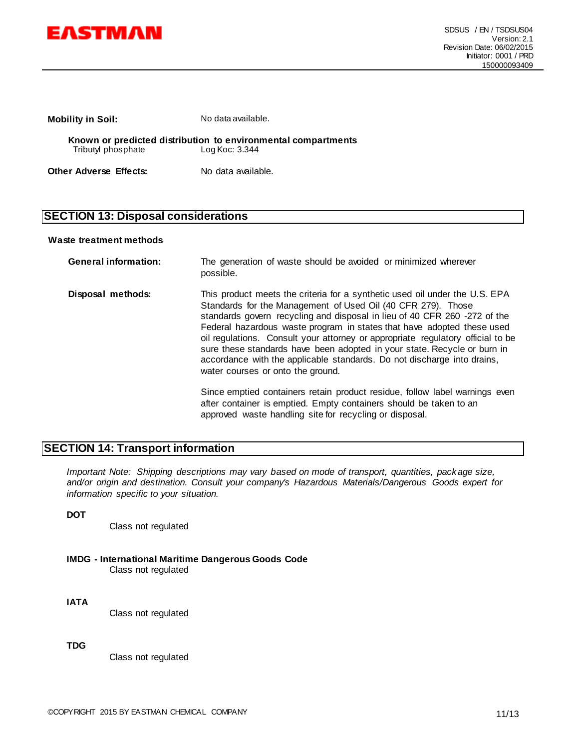**Mobility in Soil:** No data available.

**Known or predicted distribution to environmental compartments**

Tributyl phosphate Log Koc: 3.344

**Other Adverse Effects:** No data available.

## SECTION 13: Disposal considerations

### Waste treatment methods

**General information:** The generation of waste should be avoided or minimized wherever possible.

**Disposal methods:** This product meets the criteria for a synthetic used oil under the U.S. EPA Standards for the Management of Used Oil (40 CFR 279). Those standards govern recycling and disposal in lieu of 40 CFR 260 -272 of the Federal hazardous waste program in states that have adopted these used oil regulations. Consult your attorney or appropriate regulatory official to be sure these standards have been adopted in your state. Recycle or burn in accordance with the applicable standards. Do not discharge into drains, water courses or onto the ground.

Since emptied containers retain product residue, follow label warnings even after container is emptied. Empty containers should be taken to an approved waste handling site for recycling or disposal.

## SECTION 14: Transport information

*Important Note: Shipping descriptions may vary based on mode of transport, quantities, package size, and/or origin and destination. Consult your company's Hazardous Materials/Dangerous Goods expert for information specific to your situation.*

**DOT**

Class not regulated

**IMDG - International Maritime Dangerous Goods Code**

Class not regulated

**IATA**

Class not regulated

**TDG**

Class not regulated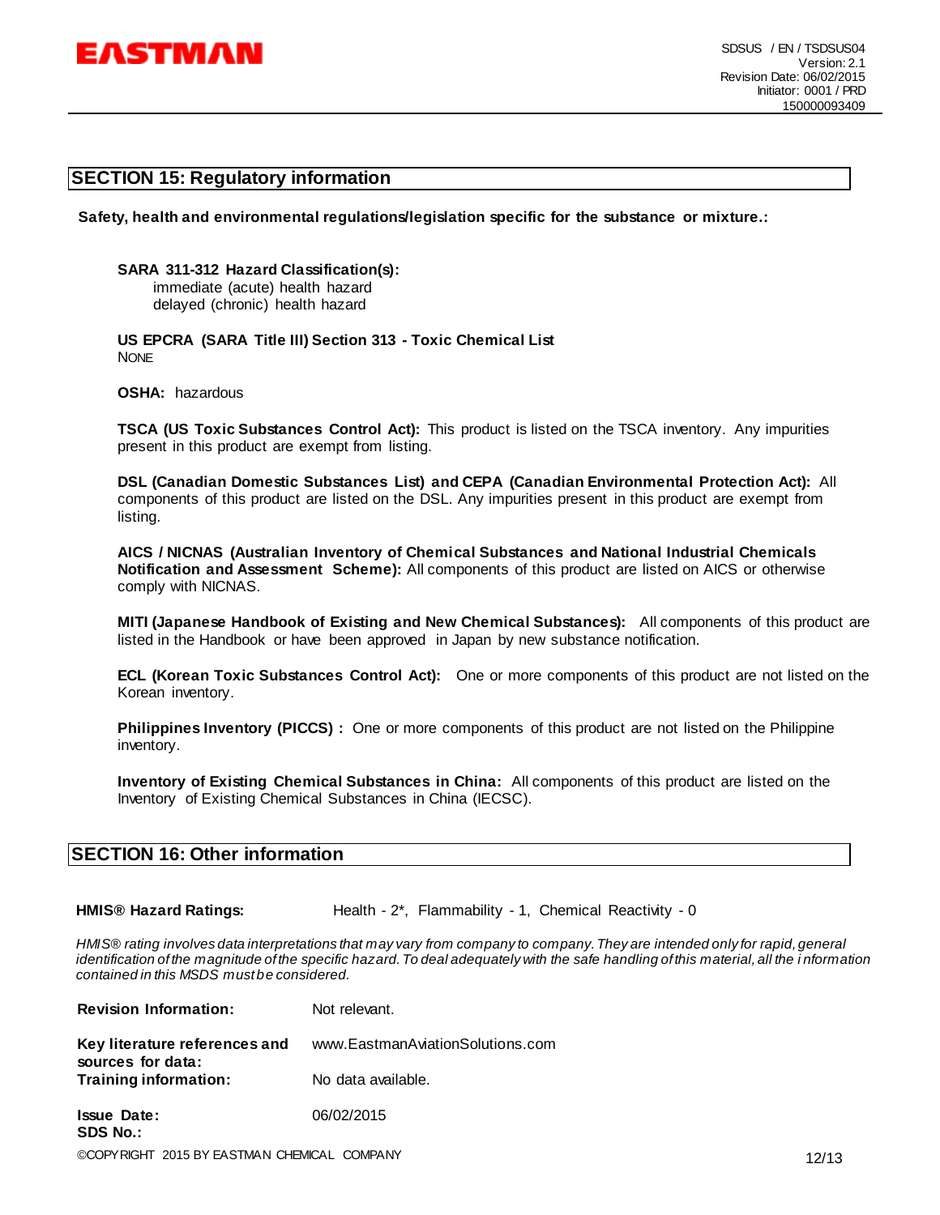## SECTION 15: Regulatory information

**Safety, health and environmental regulations/legislation specific for the substance or mixture.:**

**SARA 311-312 Hazard Classification(s):**
immediate (acute) health hazard
delayed (chronic) health hazard

**US EPCRA (SARA Title III) Section 313 - Toxic Chemical List**
NONE

**OSHA:** hazardous

**TSCA (US Toxic Substances Control Act):** This product is listed on the TSCA inventory. Any impurities present in this product are exempt from listing.

**DSL (Canadian Domestic Substances List) and CEPA (Canadian Environmental Protection Act):** All components of this product are listed on the DSL. Any impurities present in this product are exempt from listing.

**AICS / NICNAS (Australian Inventory of Chemical Substances and National Industrial Chemicals Notification and Assessment Scheme):** All components of this product are listed on AICS or otherwise comply with NICNAS.

**MITI (Japanese Handbook of Existing and New Chemical Substances):** All components of this product are listed in the Handbook or have been approved in Japan by new substance notification.

**ECL (Korean Toxic Substances Control Act):** One or more components of this product are not listed on the Korean inventory.

**Philippines Inventory (PICCS) :** One or more components of this product are not listed on the Philippine inventory.

**Inventory of Existing Chemical Substances in China:** All components of this product are listed on the Inventory of Existing Chemical Substances in China (IECSC).

## SECTION 16: Other information

**HMIS® Hazard Ratings:** Health - 2*, Flammability - 1, Chemical Reactivity - 0

*HMIS® rating involves data interpretations that may vary from company to company. They are intended only for rapid, general identification of the magnitude of the specific hazard. To deal adequately with the safe handling of this material, all the information contained in this MSDS must be considered.*

**Revision Information:** Not relevant.

**Key literature references and sources for data:** www.EastmanAviationSolutions.com

**Training information:** No data available.

**Issue Date:** 06/02/2015

**SDS No.:**

©COPYRIGHT 2015 BY EASTMAN CHEMICAL COMPANY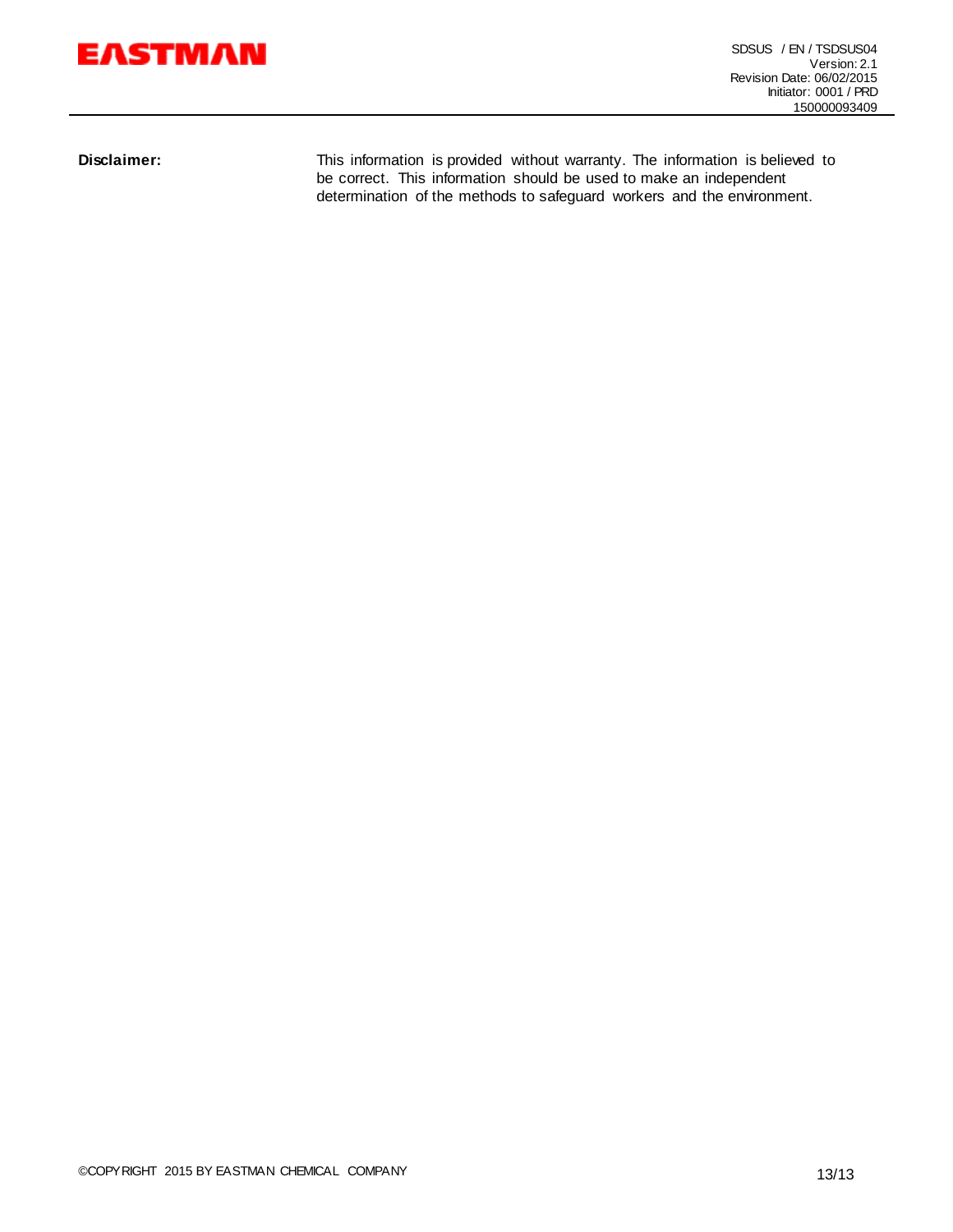**Disclaimer:** This information is provided without warranty. The information is believed to be correct. This information should be used to make an independent determination of the methods to safeguard workers and the environment.